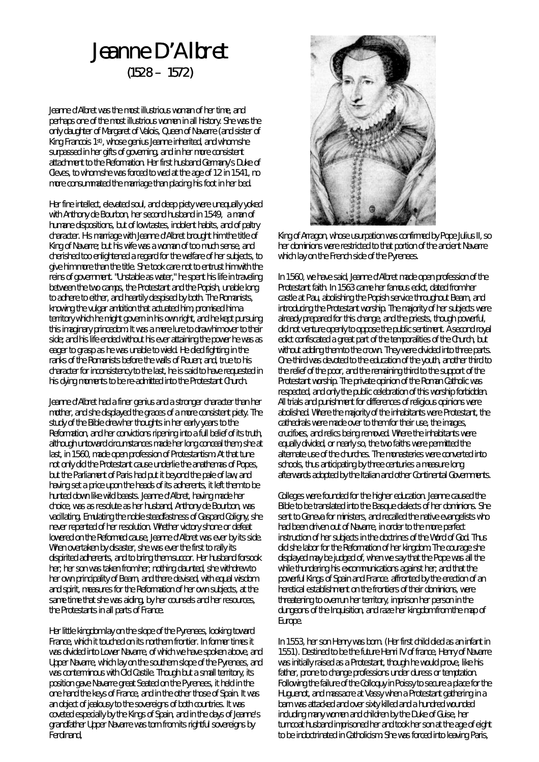# Jeanne D'Albret
(1528 – 1572)

Jeanne d'Albret was the most illustrious woman of her time, and perhaps one of the most illustrious women in all history. She was the only daughter of Margaret of Valois, Queen of Navarre (and sister of King Francois 1st), whose genius Jeanne inherited, and whom she surpassed in her gifts of governing, and in her more consistent attachment to the Reformation. Her first husband Germany's Duke of Cleves, to whom she was forced to wed at the age of 12 in 1541, no more consummated the marriage than placing his foot in her bed.

Her fine intellect, elevated soul, and deep piety were unequally yoked with Anthony de Bourbon, her second husband in 1549, a man of humane dispositions, but of low tastes, indolent habits, and of paltry character. His marriage with Jeanne d'Albret brought him the title of King of Navarre; but his wife was a woman of too much sense, and cherished too enlightened a regard for the welfare of her subjects, to give him more than the title. She took care not to entrust him with the reins of government. "Unstable as water," he spent his life in traveling between the two camps, the Protestant and the Popish, unable long to adhere to either, and heartily despised by both. The Romanists, knowing the vulgar ambition that actuated him, promised him a territory which he might govern in his own right, and he kept pursuing this imaginary princedom. It was a mere lure to draw him over to their side; and his life ended without his ever attaining the power he was as eager to grasp as he was unable to wield. He died fighting in the ranks of the Romanists before the walls of Rouen; and, true to his character for inconsistency to the last, he is said to have requested in his dying moments to be re-admitted into the Protestant Church.

Jeanne d'Albret had a finer genius and a stronger character than her mother, and she displayed the graces of a more consistent piety. The study of the Bible drew her thoughts in her early years to the Reformation, and her convictions ripening into a full belief of its truth, although untoward circumstances made her long conceal them, she at last, in 1560, made open profession of Protestantism. At that tune not only did the Protestant cause underlie the anathemas of Popes, but the Parliament of Paris had put it beyond the pale of law, and having set a price upon the heads of its adherents, it left them to be hunted down like wild beasts. Jeanne d'Albret, having made her choice, was as resolute as her husband, Anthony de Bourbon, was vacillating. Emulating the noble steadfastness of Gaspard Coligny, she never repented of her resolution. Whether victory shone or defeat lowered on the Reformed cause, Jeanne d'Albret was ever by its side. When overtaken by disaster, she was ever the first to rally its dispirited adherents, and to bring them succor. Her husband forsook her; her son was taken from her; nothing daunted, she withdrew to her own principality of Bearn, and there devised, with equal wisdom and spirit, measures for the Reformation of her own subjects, at the same time that she was aiding, by her counsels and her resources, the Protestants in all parts of France.

Her little kingdom lay on the slope of the Pyrenees, looking toward France, which it touched on its northern frontier. In former times it was divided into Lower Navarre, of which we have spoken above, and Upper Navarre, which lay on the southern slope of the Pyrenees, and was conterminous with Old Castile. Though but a small territory, its position gave Navarre great Seated on the Pyrenees, it held in the one hand the keys of France, and in the other those of Spain. It was an object of jealousy to the sovereigns of both countries. It was coveted especially by the Kings of Spain, and in the days of Jeanne's grandfather Upper Navarre was torn from its rightful sovereigns by Ferdinand, King of Arragon, whose usurpation was confirmed by Pope Julius II, so her dominions were restricted to that portion of the ancient Navarre which lay on the French side of the Pyrenees.

In 1560, we have said, Jeanne d'Albret made open profession of the Protestant faith. In 1563 came her famous edict, dated from her castle at Pau, abolishing the Popish service throughout Bearn, and introducing the Protestant worship. The majority of her subjects were already prepared for this change, and the priests, though powerful, did not venture openly to oppose the public sentiment. A second royal edict confiscated a great part of the temporalities of the Church, but without adding them to the crown. They were divided into three parts. One-third was devoted to the education of the youth, another third to the relief of the poor, and the remaining third to the support of the Protestant worship. The private opinion of the Roman Catholic was respected, and only the public celebration of this worship forbidden. All trials and punishment for differences of religious opinions were abolished. Where the majority of the inhabitants were Protestant, the cathedrals were made over to them for their use, the images, crucifixes, and relics being removed. Where the inhabitants were equally divided, or nearly so, the two faiths were permitted the alternate use of the churches. The monasteries were converted into schools, thus anticipating by three centuries a measure long afterwards adopted by the Italian and other Continental Governments.

Colleges were founded for the higher education. Jeanne caused the Bible to be translated into the Basque dialects of her dominions. She sent to Geneva for ministers, and recalled the native evangelists who had been driven out of Navarre, in order to the more perfect instruction of her subjects in the doctrines of the Word of God. Thus did she labor for the Reformation of her kingdom. The courage she displayed may be judged of, when we say that the Pope was all the while thundering his excommunications against her; and that the powerful Kings of Spain and France. affronted by the erection of an heretical establishment on the frontiers of their dominions, were threatening to overrun her territory, imprison her person in the dungeons of the Inquisition, and raze her kingdom from the map of Europe.

In 1553, her son Henry was born. (Her first child died as an infant in 1551). Destined to be the future Henri IV of france, Henry of Navarre was initially raised as a Protestant, though he would prove, like his father, prone to change professions under duress or temptation. Following the failure of the Colloquy in Poissy to secure a place for the Huguenot, and massacre at Vassy when a Protestant gathering in a barn was attacked and over sixty killed and a hundred wounded including many women and children by the Duke of Guise, her turncoat husband imprisoned her and took her son at the age of eight to be indoctrinated in Catholicism. She was forced into leaving Paris,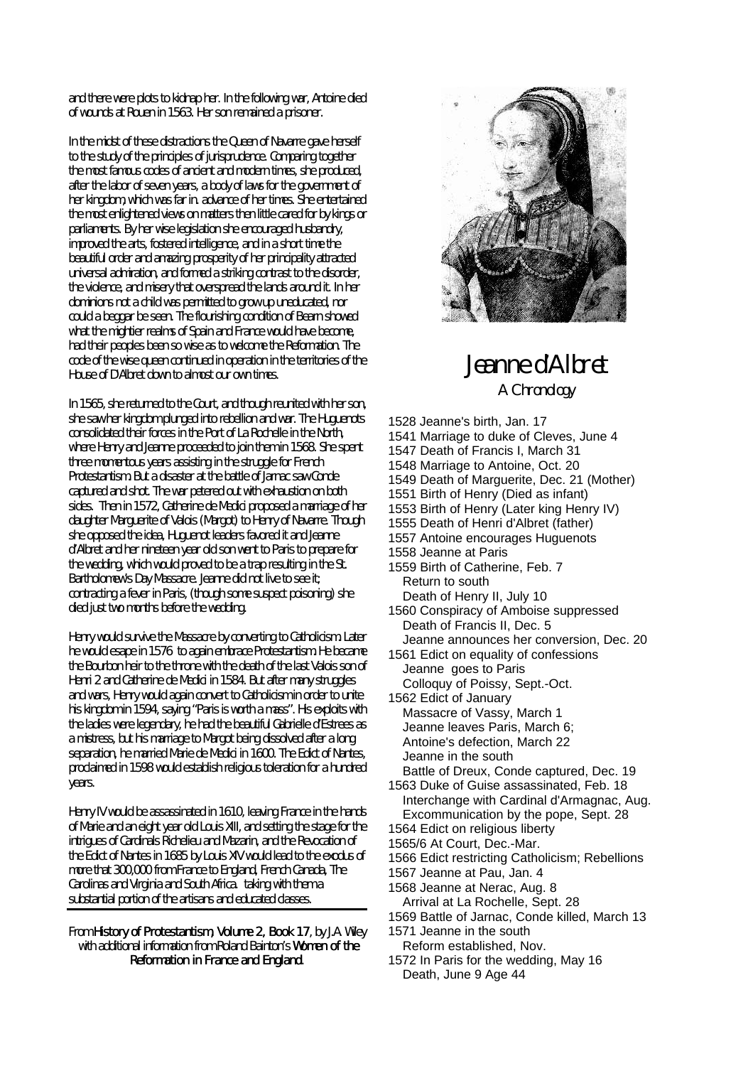and there were plots to kidnap her. In the following war, Antoine died of wounds at Rouen in 1563. Her son remained a prisoner.

In the midst of these distractions the Queen of Navarre gave herself to the study of the principles of jurisprudence. Comparing together the most famous codes of ancient and modern times, she produced, after the labor of seven years, a body of laws for the government of her kingdom, which was far in. advance of her times. She entertained the most enlightened views on matters then little cared for by kings or parliaments. By her wise legislation she encouraged husbandry, improved the arts, fostered intelligence, and in a short time the beautiful order and amazing prosperity of her principality attracted universal admiration, and formed a striking contrast to the disorder, the violence, and misery that overspread the lands around it. In her dominions not a child was permitted to grow up uneducated, nor could a beggar be seen. The flourishing condition of Bearn showed what the mightier realms of Spain and France would have become, had their peoples been so wise as to welcome the Reformation. The code of the wise queen continued in operation in the territories of the House of D'Albret down to almost our own times.

In 1565, she returned to the Court, and though reunited with her son, she saw her kingdom plunged into rebellion and war. The Huguenots consolidated their forces in the Port of La Rochelle in the North, where Henry and Jeanne proceeded to join them in 1568. She spent three momentous years assisting in the struggle for French Protestantism. But a disaster at the battle of Jarnac saw Conde captured and shot. The war petered out with exhaustion on both sides. Then in 1572, Catherine de Medici proposed a marriage of her daughter Marguerite of Valois (Margot) to Henry of Navarre. Though she opposed the idea, Huguenot leaders favored it and Jeanne d'Albret and her nineteen year old son went to Paris to prepare for the wedding, which would proved to be a trap resulting in the St. Bartholomew's Day Massacre. Jeanne did not live to see it; contracting a fever in Paris, (though some suspect poisoning) she died just two months before the wedding.

Henry would survive the Massacre by converting to Catholicism. Later he would esape in 1576 to again embrace Protestantism. He became the Bourbon heir to the throne with the death of the last Valois son of Henri 2 and Catherine de Medici in 1584. But after many struggles and wars, Henry would again convert to Catholicism in order to unite his kingdom in 1594, saying "Paris is worth a mass". His exploits with the ladies were legendary, he had the beautiful Gabrielle d'Estrees as a mistress, but his marriage to Margot being dissolved after a long separation, he married Marie de Medici in 1600. The Edict of Nantes, proclaimed in 1598 would establish religious toleration for a hundred years.

Henry IV would be assassinated in 1610, leaving France in the hands of Marie and an eight year old Louis XIII, and setting the stage for the intrigues of Cardinals Richelieu and Mazarin, and the Revocation of the Edict of Nantes in 1685 by Louis XIV would lead to the exodus of more that 300,000 from France to England, French Canada, The Carolinas and Virginia and South Africa. taking with them a substantial portion of the artisans and educated classes.

From **History of Protestantism, Volume 2, Book 17**, by J.A. Wiley with additional information from Roland Bainton's **Women of the Reformation in France and England**.

# Jeanne d'Albret

## A Chronology

1528 Jeanne's birth, Jan. 17
1541 Marriage to duke of Cleves, June 4
1547 Death of Francis I, March 31
1548 Marriage to Antoine, Oct. 20
1549 Death of Marguerite, Dec. 21 (Mother)
1551 Birth of Henry (Died as infant)
1553 Birth of Henry (Later king Henry IV)
1555 Death of Henri d'Albret (father)
1557 Antoine encourages Huguenots
1558 Jeanne at Paris
1559 Birth of Catherine, Feb. 7
Return to south
Death of Henry II, July 10
1560 Conspiracy of Amboise suppressed
Death of Francis II, Dec. 5
Jeanne announces her conversion, Dec. 20
1561 Edict on equality of confessions
Jeanne goes to Paris
Colloquy of Poissy, Sept.-Oct.
1562 Edict of January
Massacre of Vassy, March 1
Jeanne leaves Paris, March 6;
Antoine's defection, March 22
Jeanne in the south
Battle of Dreux, Conde captured, Dec. 19
1563 Duke of Guise assassinated, Feb. 18
Interchange with Cardinal d'Armagnac, Aug.
Excommunication by the pope, Sept. 28
1564 Edict on religious liberty
1565/6 At Court, Dec.-Mar.
1566 Edict restricting Catholicism; Rebellions
1567 Jeanne at Pau, Jan. 4
1568 Jeanne at Nerac, Aug. 8
Arrival at La Rochelle, Sept. 28
1569 Battle of Jarnac, Conde killed, March 13
1571 Jeanne in the south
Reform established, Nov.
1572 In Paris for the wedding, May 16
Death, June 9 Age 44